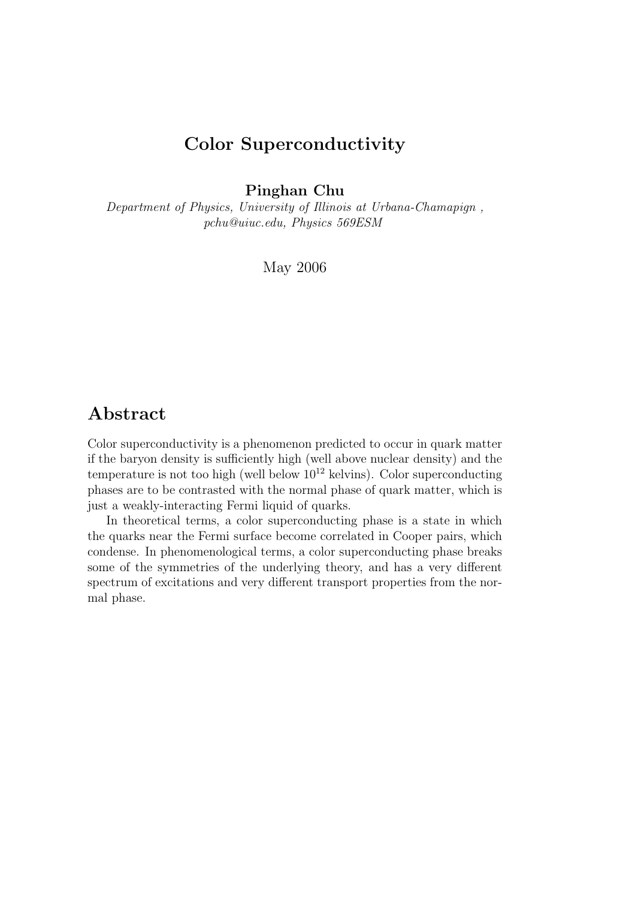# Color Superconductivity

**Pinghan Chu**

*Department of Physics, University of Illinois at Urbana-Chamapign ,*
*pchu@uiuc.edu, Physics 569ESM*

May 2006

## Abstract

Color superconductivity is a phenomenon predicted to occur in quark matter if the baryon density is sufficiently high (well above nuclear density) and the temperature is not too high (well below $10^{12}$ kelvins). Color superconducting phases are to be contrasted with the normal phase of quark matter, which is just a weakly-interacting Fermi liquid of quarks.

In theoretical terms, a color superconducting phase is a state in which the quarks near the Fermi surface become correlated in Cooper pairs, which condense. In phenomenological terms, a color superconducting phase breaks some of the symmetries of the underlying theory, and has a very different spectrum of excitations and very different transport properties from the normal phase.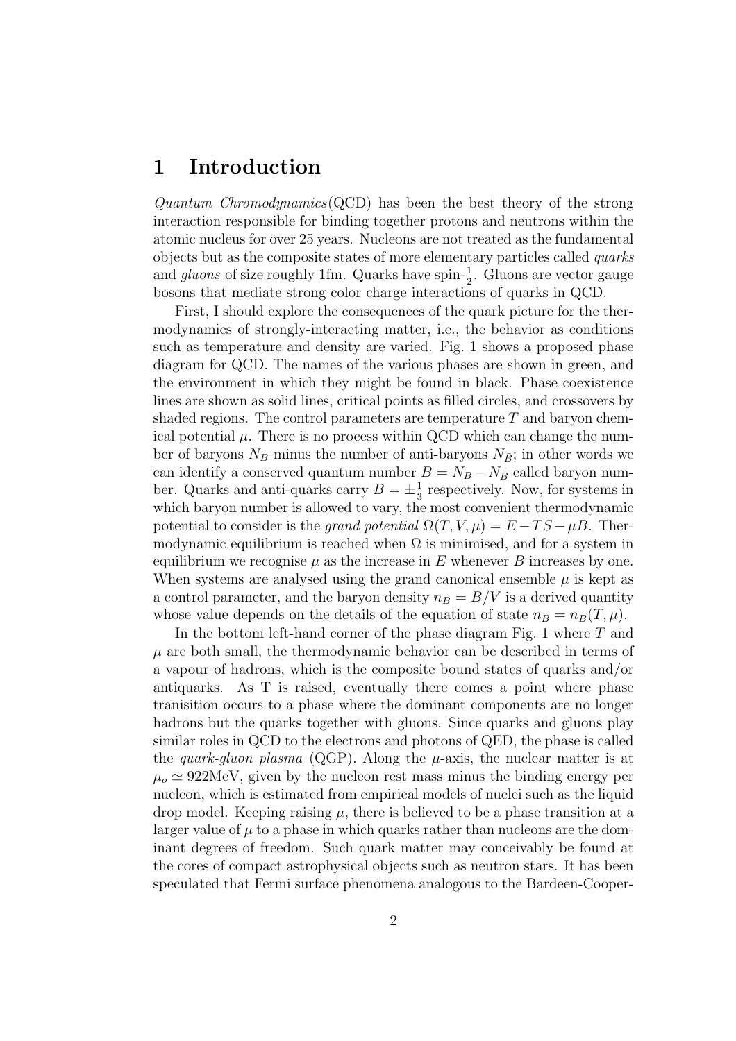# 1 Introduction

*Quantum Chromodynamics*(QCD) has been the best theory of the strong interaction responsible for binding together protons and neutrons within the atomic nucleus for over 25 years. Nucleons are not treated as the fundamental objects but as the composite states of more elementary particles called *quarks* and *gluons* of size roughly 1fm. Quarks have spin-$\frac{1}{2}$. Gluons are vector gauge bosons that mediate strong color charge interactions of quarks in QCD.

First, I should explore the consequences of the quark picture for the thermodynamics of strongly-interacting matter, i.e., the behavior as conditions such as temperature and density are varied. Fig. 1 shows a proposed phase diagram for QCD. The names of the various phases are shown in green, and the environment in which they might be found in black. Phase coexistence lines are shown as solid lines, critical points as filled circles, and crossovers by shaded regions. The control parameters are temperature $T$ and baryon chemical potential $\mu$. There is no process within QCD which can change the number of baryons $N_B$ minus the number of anti-baryons $N_{\bar{B}}$; in other words we can identify a conserved quantum number $B = N_B - N_{\bar{B}}$ called baryon number. Quarks and anti-quarks carry $B = \pm\frac{1}{3}$ respectively. Now, for systems in which baryon number is allowed to vary, the most convenient thermodynamic potential to consider is the *grand potential* $\Omega(T, V, \mu) = E - TS - \mu B$. Thermodynamic equilibrium is reached when $\Omega$ is minimised, and for a system in equilibrium we recognise $\mu$ as the increase in $E$ whenever $B$ increases by one. When systems are analysed using the grand canonical ensemble $\mu$ is kept as a control parameter, and the baryon density $n_B = B/V$ is a derived quantity whose value depends on the details of the equation of state $n_B = n_B(T, \mu)$.

In the bottom left-hand corner of the phase diagram Fig. 1 where $T$ and $\mu$ are both small, the thermodynamic behavior can be described in terms of a vapour of hadrons, which is the composite bound states of quarks and/or antiquarks. As T is raised, eventually there comes a point where phase tranisition occurs to a phase where the dominant components are no longer hadrons but the quarks together with gluons. Since quarks and gluons play similar roles in QCD to the electrons and photons of QED, the phase is called the *quark-gluon plasma* (QGP). Along the $\mu$-axis, the nuclear matter is at $\mu_o \simeq 922$MeV, given by the nucleon rest mass minus the binding energy per nucleon, which is estimated from empirical models of nuclei such as the liquid drop model. Keeping raising $\mu$, there is believed to be a phase transition at a larger value of $\mu$ to a phase in which quarks rather than nucleons are the dominant degrees of freedom. Such quark matter may conceivably be found at the cores of compact astrophysical objects such as neutron stars. It has been speculated that Fermi surface phenomena analogous to the Bardeen-Cooper-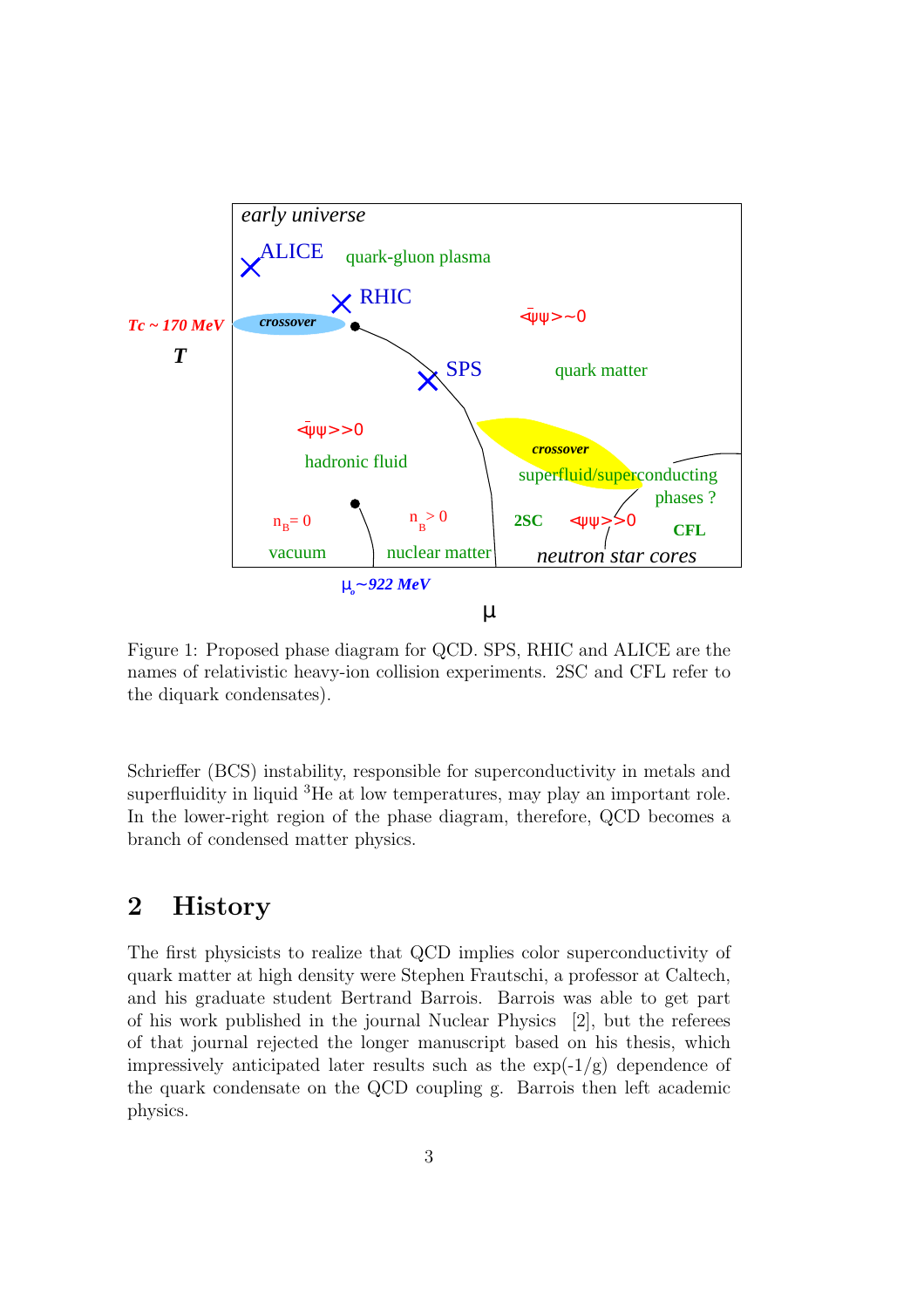Figure 1: Proposed phase diagram for QCD. SPS, RHIC and ALICE are the names of relativistic heavy-ion collision experiments. 2SC and CFL refer to the diquark condensates).

Schrieffer (BCS) instability, responsible for superconductivity in metals and superfluidity in liquid $^3$He at low temperatures, may play an important role. In the lower-right region of the phase diagram, therefore, QCD becomes a branch of condensed matter physics.

## 2 History

The first physicists to realize that QCD implies color superconductivity of quark matter at high density were Stephen Frautschi, a professor at Caltech, and his graduate student Bertrand Barrois. Barrois was able to get part of his work published in the journal Nuclear Physics [2], but the referees of that journal rejected the longer manuscript based on his thesis, which impressively anticipated later results such as the exp(-1/g) dependence of the quark condensate on the QCD coupling g. Barrois then left academic physics.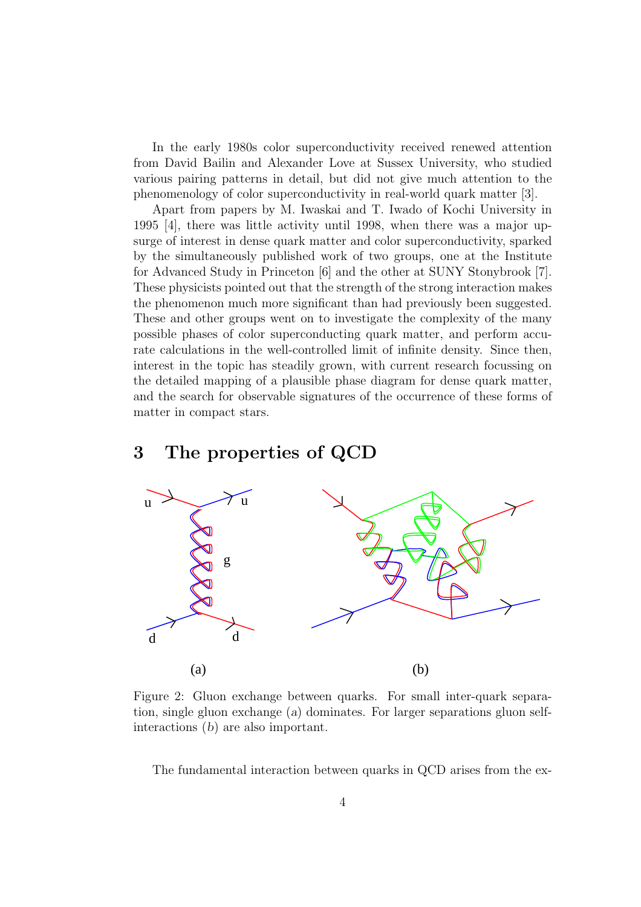In the early 1980s color superconductivity received renewed attention from David Bailin and Alexander Love at Sussex University, who studied various pairing patterns in detail, but did not give much attention to the phenomenology of color superconductivity in real-world quark matter [3].

Apart from papers by M. Iwaskai and T. Iwado of Kochi University in 1995 [4], there was little activity until 1998, when there was a major upsurge of interest in dense quark matter and color superconductivity, sparked by the simultaneously published work of two groups, one at the Institute for Advanced Study in Princeton [6] and the other at SUNY Stonybrook [7]. These physicists pointed out that the strength of the strong interaction makes the phenomenon much more significant than had previously been suggested. These and other groups went on to investigate the complexity of the many possible phases of color superconducting quark matter, and perform accurate calculations in the well-controlled limit of infinite density. Since then, interest in the topic has steadily grown, with current research focussing on the detailed mapping of a plausible phase diagram for dense quark matter, and the search for observable signatures of the occurrence of these forms of matter in compact stars.

## 3 The properties of QCD

Figure 2: Gluon exchange between quarks. For small inter-quark separation, single gluon exchange (*a*) dominates. For larger separations gluon self-interactions (*b*) are also important.

The fundamental interaction between quarks in QCD arises from the ex-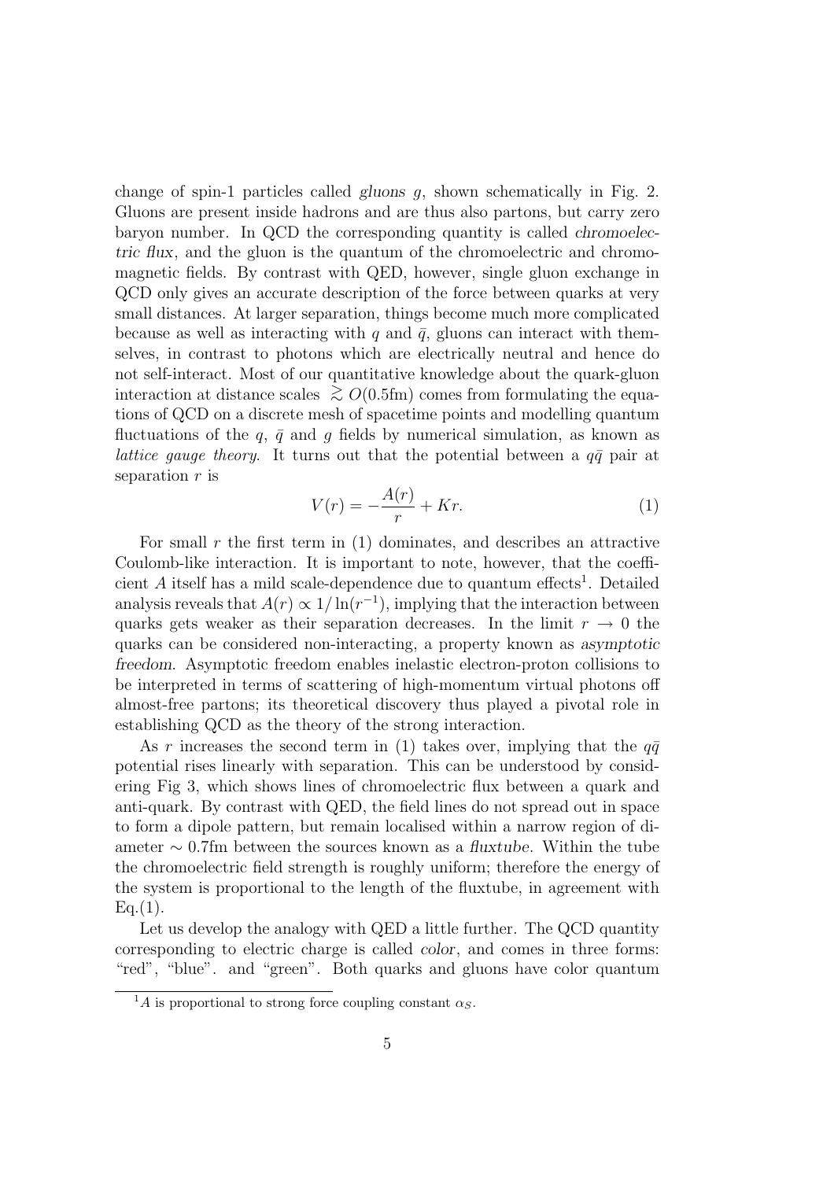change of spin-1 particles called *gluons* $g$, shown schematically in Fig. 2. Gluons are present inside hadrons and are thus also partons, but carry zero baryon number. In QCD the corresponding quantity is called *chromoelectric flux*, and the gluon is the quantum of the chromoelectric and chromomagnetic fields. By contrast with QED, however, single gluon exchange in QCD only gives an accurate description of the force between quarks at very small distances. At larger separation, things become much more complicated because as well as interacting with $q$ and $\bar{q}$, gluons can interact with themselves, in contrast to photons which are electrically neutral and hence do not self-interact. Most of our quantitative knowledge about the quark-gluon interaction at distance scales $\gtrsim O(0.5\text{fm})$ comes from formulating the equations of QCD on a discrete mesh of spacetime points and modelling quantum fluctuations of the $q$, $\bar{q}$ and $g$ fields by numerical simulation, as known as *lattice gauge theory*. It turns out that the potential between a $q\bar{q}$ pair at separation $r$ is

$$V(r) = -\frac{A(r)}{r} + Kr. \tag{1}$$

For small $r$ the first term in (1) dominates, and describes an attractive Coulomb-like interaction. It is important to note, however, that the coefficient $A$ itself has a mild scale-dependence due to quantum effects[1]. Detailed analysis reveals that $A(r) \propto 1/\ln(r^{-1})$, implying that the interaction between quarks gets weaker as their separation decreases. In the limit $r \to 0$ the quarks can be considered non-interacting, a property known as *asymptotic freedom*. Asymptotic freedom enables inelastic electron-proton collisions to be interpreted in terms of scattering of high-momentum virtual photons off almost-free partons; its theoretical discovery thus played a pivotal role in establishing QCD as the theory of the strong interaction.

As $r$ increases the second term in (1) takes over, implying that the $q\bar{q}$ potential rises linearly with separation. This can be understood by considering Fig 3, which shows lines of chromoelectric flux between a quark and anti-quark. By contrast with QED, the field lines do not spread out in space to form a dipole pattern, but remain localised within a narrow region of diameter $\sim 0.7$fm between the sources known as a *fluxtube*. Within the tube the chromoelectric field strength is roughly uniform; therefore the energy of the system is proportional to the length of the fluxtube, in agreement with Eq.(1).

Let us develop the analogy with QED a little further. The QCD quantity corresponding to electric charge is called *color*, and comes in three forms: "red", "blue". and "green". Both quarks and gluons have color quantum

---

[1] $A$ is proportional to strong force coupling constant $\alpha_S$.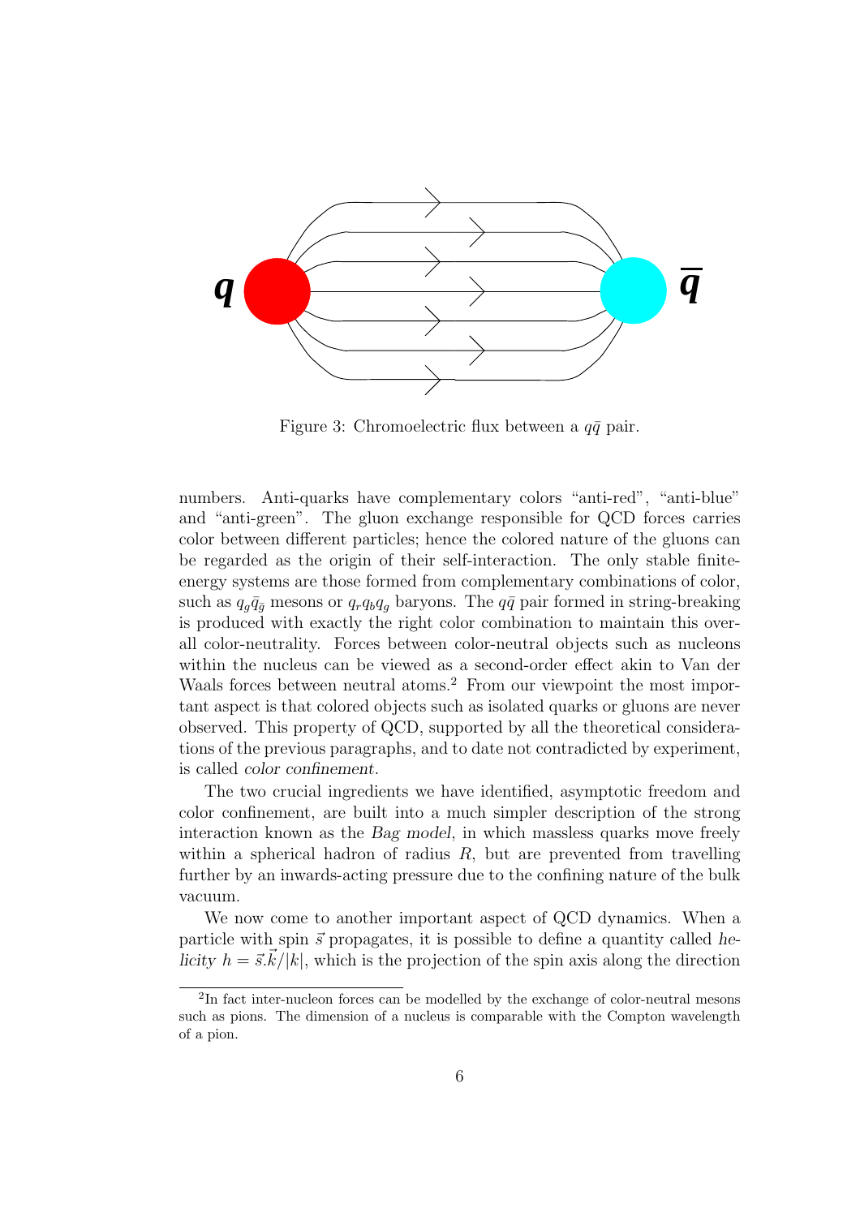Figure 3: Chromoelectric flux between a $q\bar{q}$ pair.

numbers. Anti-quarks have complementary colors "anti-red", "anti-blue" and "anti-green". The gluon exchange responsible for QCD forces carries color between different particles; hence the colored nature of the gluons can be regarded as the origin of their self-interaction. The only stable finite-energy systems are those formed from complementary combinations of color, such as $q_g\bar{q}_{\bar{g}}$ mesons or $q_rq_bq_g$ baryons. The $q\bar{q}$ pair formed in string-breaking is produced with exactly the right color combination to maintain this overall color-neutrality. Forces between color-neutral objects such as nucleons within the nucleus can be viewed as a second-order effect akin to Van der Waals forces between neutral atoms.[2] From our viewpoint the most important aspect is that colored objects such as isolated quarks or gluons are never observed. This property of QCD, supported by all the theoretical considerations of the previous paragraphs, and to date not contradicted by experiment, is called *color confinement*.

The two crucial ingredients we have identified, asymptotic freedom and color confinement, are built into a much simpler description of the strong interaction known as the *Bag model*, in which massless quarks move freely within a spherical hadron of radius $R$, but are prevented from travelling further by an inwards-acting pressure due to the confining nature of the bulk vacuum.

We now come to another important aspect of QCD dynamics. When a particle with spin $\vec{s}$ propagates, it is possible to define a quantity called *helicity* $h = \vec{s}.\vec{k}/|k|$, which is the projection of the spin axis along the direction

[2] In fact inter-nucleon forces can be modelled by the exchange of color-neutral mesons such as pions. The dimension of a nucleus is comparable with the Compton wavelength of a pion.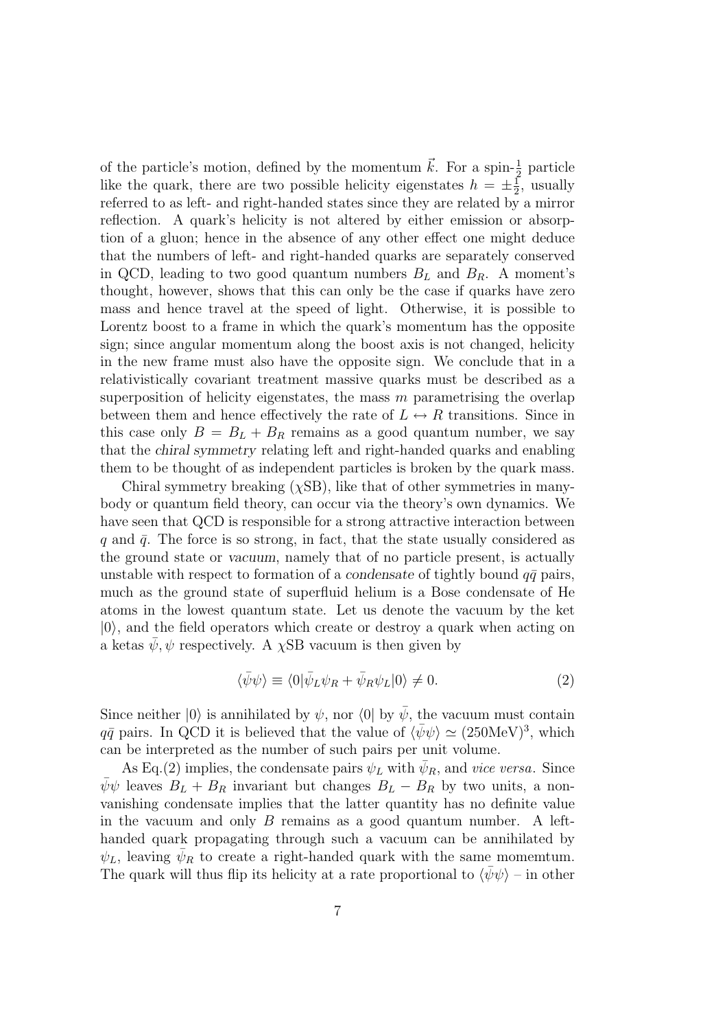of the particle's motion, defined by the momentum $\vec{k}$. For a spin-$\frac{1}{2}$ particle like the quark, there are two possible helicity eigenstates $h = \pm\frac{1}{2}$, usually referred to as left- and right-handed states since they are related by a mirror reflection. A quark's helicity is not altered by either emission or absorption of a gluon; hence in the absence of any other effect one might deduce that the numbers of left- and right-handed quarks are separately conserved in QCD, leading to two good quantum numbers $B_L$ and $B_R$. A moment's thought, however, shows that this can only be the case if quarks have zero mass and hence travel at the speed of light. Otherwise, it is possible to Lorentz boost to a frame in which the quark's momentum has the opposite sign; since angular momentum along the boost axis is not changed, helicity in the new frame must also have the opposite sign. We conclude that in a relativistically covariant treatment massive quarks must be described as a superposition of helicity eigenstates, the mass $m$ parametrising the overlap between them and hence effectively the rate of $L \leftrightarrow R$ transitions. Since in this case only $B = B_L + B_R$ remains as a good quantum number, we say that the *chiral symmetry* relating left and right-handed quarks and enabling them to be thought of as independent particles is broken by the quark mass.

Chiral symmetry breaking ($\chi$SB), like that of other symmetries in many-body or quantum field theory, can occur via the theory's own dynamics. We have seen that QCD is responsible for a strong attractive interaction between $q$ and $\bar{q}$. The force is so strong, in fact, that the state usually considered as the ground state or *vacuum*, namely that of no particle present, is actually unstable with respect to formation of a *condensate* of tightly bound $q\bar{q}$ pairs, much as the ground state of superfluid helium is a Bose condensate of He atoms in the lowest quantum state. Let us denote the vacuum by the ket $|0\rangle$, and the field operators which create or destroy a quark when acting on a ketas $\bar{\psi}, \psi$ respectively. A $\chi$SB vacuum is then given by

$$\langle\bar{\psi}\psi\rangle \equiv \langle 0|\bar{\psi}_L\psi_R + \bar{\psi}_R\psi_L|0\rangle \neq 0. \tag{2}$$

Since neither $|0\rangle$ is annihilated by $\psi$, nor $\langle 0|$ by $\bar{\psi}$, the vacuum must contain $q\bar{q}$ pairs. In QCD it is believed that the value of $\langle\bar{\psi}\psi\rangle \simeq (250\text{MeV})^3$, which can be interpreted as the number of such pairs per unit volume.

As Eq.(2) implies, the condensate pairs $\psi_L$ with $\bar{\psi}_R$, and *vice versa*. Since $\bar{\psi}\psi$ leaves $B_L + B_R$ invariant but changes $B_L - B_R$ by two units, a non-vanishing condensate implies that the latter quantity has no definite value in the vacuum and only $B$ remains as a good quantum number. A left-handed quark propagating through such a vacuum can be annihilated by $\psi_L$, leaving $\bar{\psi}_R$ to create a right-handed quark with the same momemtum. The quark will thus flip its helicity at a rate proportional to $\langle\bar{\psi}\psi\rangle$ – in other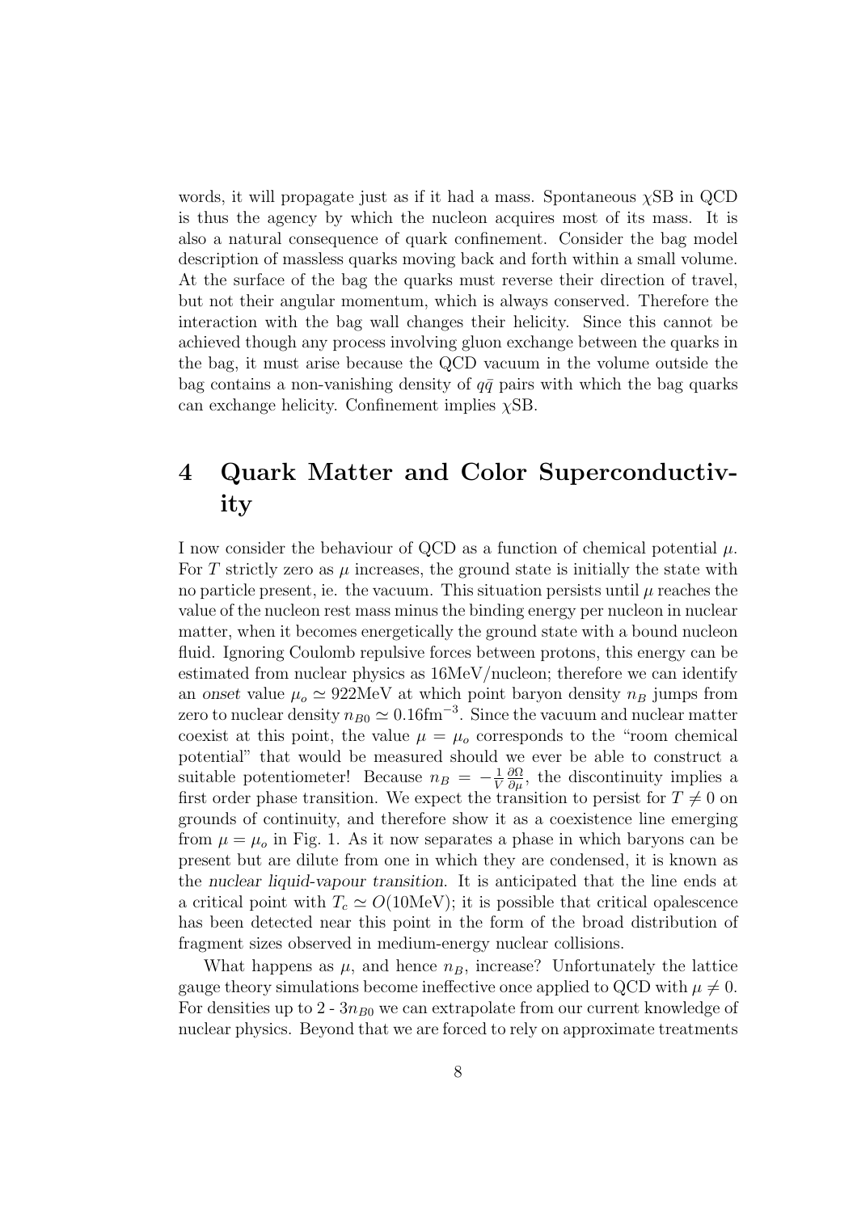words, it will propagate just as if it had a mass. Spontaneous $\chi$SB in QCD is thus the agency by which the nucleon acquires most of its mass. It is also a natural consequence of quark confinement. Consider the bag model description of massless quarks moving back and forth within a small volume. At the surface of the bag the quarks must reverse their direction of travel, but not their angular momentum, which is always conserved. Therefore the interaction with the bag wall changes their helicity. Since this cannot be achieved though any process involving gluon exchange between the quarks in the bag, it must arise because the QCD vacuum in the volume outside the bag contains a non-vanishing density of $q\bar{q}$ pairs with which the bag quarks can exchange helicity. Confinement implies $\chi$SB.

# 4 Quark Matter and Color Superconductivity

I now consider the behaviour of QCD as a function of chemical potential $\mu$. For $T$ strictly zero as $\mu$ increases, the ground state is initially the state with no particle present, ie. the vacuum. This situation persists until $\mu$ reaches the value of the nucleon rest mass minus the binding energy per nucleon in nuclear matter, when it becomes energetically the ground state with a bound nucleon fluid. Ignoring Coulomb repulsive forces between protons, this energy can be estimated from nuclear physics as 16MeV/nucleon; therefore we can identify an *onset* value $\mu_o \simeq 922$MeV at which point baryon density $n_B$ jumps from zero to nuclear density $n_{B0} \simeq 0.16\text{fm}^{-3}$. Since the vacuum and nuclear matter coexist at this point, the value $\mu = \mu_o$ corresponds to the "room chemical potential" that would be measured should we ever be able to construct a suitable potentiometer! Because $n_B = -\frac{1}{V}\frac{\partial\Omega}{\partial\mu}$, the discontinuity implies a first order phase transition. We expect the transition to persist for $T \neq 0$ on grounds of continuity, and therefore show it as a coexistence line emerging from $\mu = \mu_o$ in Fig. 1. As it now separates a phase in which baryons can be present but are dilute from one in which they are condensed, it is known as the *nuclear liquid-vapour transition*. It is anticipated that the line ends at a critical point with $T_c \simeq O(10\text{MeV})$; it is possible that critical opalescence has been detected near this point in the form of the broad distribution of fragment sizes observed in medium-energy nuclear collisions.

What happens as $\mu$, and hence $n_B$, increase? Unfortunately the lattice gauge theory simulations become ineffective once applied to QCD with $\mu \neq 0$. For densities up to 2 - $3n_{B0}$ we can extrapolate from our current knowledge of nuclear physics. Beyond that we are forced to rely on approximate treatments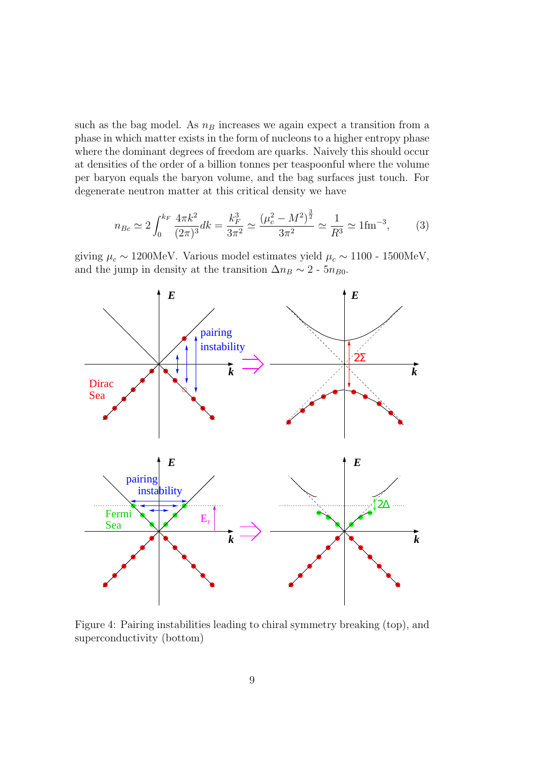such as the bag model. As $n_B$ increases we again expect a transition from a phase in which matter exists in the form of nucleons to a higher entropy phase where the dominant degrees of freedom are quarks. Naively this should occur at densities of the order of a billion tonnes per teaspoonful where the volume per baryon equals the baryon volume, and the bag surfaces just touch. For degenerate neutron matter at this critical density we have

$$n_{Bc} \simeq 2\int_0^{k_F} \frac{4\pi k^2}{(2\pi)^3} dk = \frac{k_F^3}{3\pi^2} \simeq \frac{(\mu_c^2 - M^2)^{\frac{3}{2}}}{3\pi^2} \simeq \frac{1}{R^3} \simeq 1\text{fm}^{-3}, \tag{3}$$

giving $\mu_c \sim 1200$MeV. Various model estimates yield $\mu_c \sim 1100$ - $1500$MeV, and the jump in density at the transition $\Delta n_B \sim 2$ - $5n_{B0}$.

Figure 4: Pairing instabilities leading to chiral symmetry breaking (top), and superconductivity (bottom)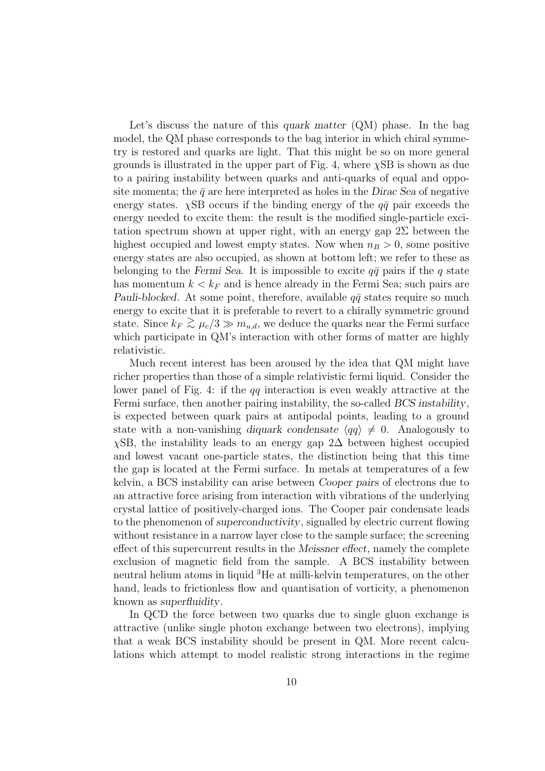Let's discuss the nature of this *quark matter* (QM) phase. In the bag model, the QM phase corresponds to the bag interior in which chiral symmetry is restored and quarks are light. That this might be so on more general grounds is illustrated in the upper part of Fig. 4, where $\chi$SB is shown as due to a pairing instability between quarks and anti-quarks of equal and opposite momenta; the $\bar{q}$ are here interpreted as holes in the *Dirac Sea* of negative energy states. $\chi$SB occurs if the binding energy of the $q\bar{q}$ pair exceeds the energy needed to excite them: the result is the modified single-particle excitation spectrum shown at upper right, with an energy gap $2\Sigma$ between the highest occupied and lowest empty states. Now when $n_B > 0$, some positive energy states are also occupied, as shown at bottom left; we refer to these as belonging to the *Fermi Sea*. It is impossible to excite $q\bar{q}$ pairs if the $q$ state has momentum $k < k_F$ and is hence already in the Fermi Sea; such pairs are *Pauli-blocked*. At some point, therefore, available $q\bar{q}$ states require so much energy to excite that it is preferable to revert to a chirally symmetric ground state. Since $k_F \gtrsim \mu_c/3 \gg m_{u,d}$, we deduce the quarks near the Fermi surface which participate in QM's interaction with other forms of matter are highly relativistic.

Much recent interest has been aroused by the idea that QM might have richer properties than those of a simple relativistic fermi liquid. Consider the lower panel of Fig. 4: if the $qq$ interaction is even weakly attractive at the Fermi surface, then another pairing instability, the so-called *BCS instability*, is expected between quark pairs at antipodal points, leading to a ground state with a non-vanishing *diquark condensate* $\langle qq \rangle \neq 0$. Analogously to $\chi$SB, the instability leads to an energy gap $2\Delta$ between highest occupied and lowest vacant one-particle states, the distinction being that this time the gap is located at the Fermi surface. In metals at temperatures of a few kelvin, a BCS instability can arise between *Cooper pairs* of electrons due to an attractive force arising from interaction with vibrations of the underlying crystal lattice of positively-charged ions. The Cooper pair condensate leads to the phenomenon of *superconductivity*, signalled by electric current flowing without resistance in a narrow layer close to the sample surface; the screening effect of this supercurrent results in the *Meissner effect*, namely the complete exclusion of magnetic field from the sample. A BCS instability between neutral helium atoms in liquid $^3$He at milli-kelvin temperatures, on the other hand, leads to frictionless flow and quantisation of vorticity, a phenomenon known as *superfluidity*.

In QCD the force between two quarks due to single gluon exchange is attractive (unlike single photon exchange between two electrons), implying that a weak BCS instability should be present in QM. More recent calculations which attempt to model realistic strong interactions in the regime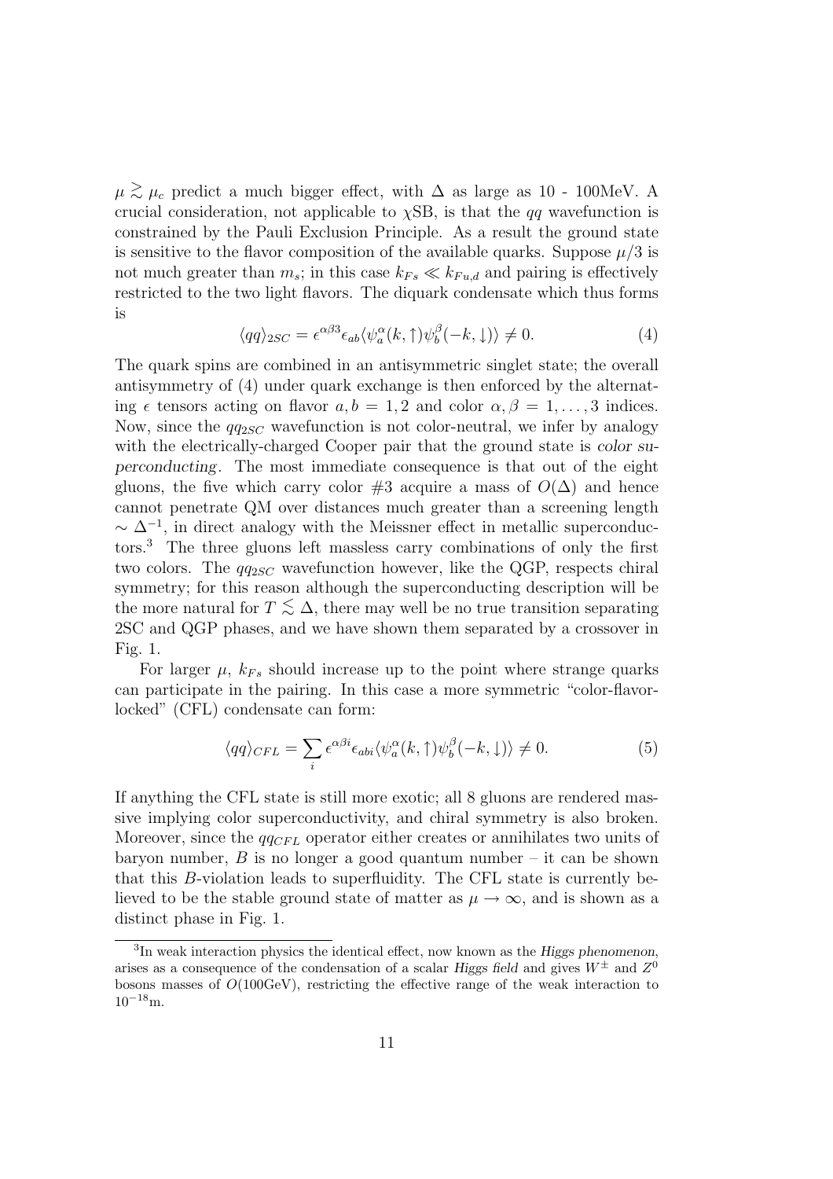$\mu \gtrsim \mu_c$ predict a much bigger effect, with $\Delta$ as large as 10 - 100MeV. A crucial consideration, not applicable to $\chi$SB, is that the $qq$ wavefunction is constrained by the Pauli Exclusion Principle. As a result the ground state is sensitive to the flavor composition of the available quarks. Suppose $\mu/3$ is not much greater than $m_s$; in this case $k_{Fs} \ll k_{Fu,d}$ and pairing is effectively restricted to the two light flavors. The diquark condensate which thus forms is

$$\langle qq \rangle_{2SC} = \epsilon^{\alpha\beta 3} \epsilon_{ab} \langle \psi_a^\alpha(k,\uparrow) \psi_b^\beta(-k,\downarrow) \rangle \neq 0. \tag{4}$$

The quark spins are combined in an antisymmetric singlet state; the overall antisymmetry of (4) under quark exchange is then enforced by the alternating $\epsilon$ tensors acting on flavor $a, b = 1, 2$ and color $\alpha, \beta = 1, \ldots, 3$ indices. Now, since the $qq_{2SC}$ wavefunction is not color-neutral, we infer by analogy with the electrically-charged Cooper pair that the ground state is *color superconducting*. The most immediate consequence is that out of the eight gluons, the five which carry color #3 acquire a mass of $O(\Delta)$ and hence cannot penetrate QM over distances much greater than a screening length $\sim \Delta^{-1}$, in direct analogy with the Meissner effect in metallic superconductors.[3] The three gluons left massless carry combinations of only the first two colors. The $qq_{2SC}$ wavefunction however, like the QGP, respects chiral symmetry; for this reason although the superconducting description will be the more natural for $T \lesssim \Delta$, there may well be no true transition separating 2SC and QGP phases, and we have shown them separated by a crossover in Fig. 1.

For larger $\mu$, $k_{Fs}$ should increase up to the point where strange quarks can participate in the pairing. In this case a more symmetric "color-flavor-locked" (CFL) condensate can form:

$$\langle qq \rangle_{CFL} = \sum_i \epsilon^{\alpha\beta i} \epsilon_{abi} \langle \psi_a^\alpha(k,\uparrow) \psi_b^\beta(-k,\downarrow) \rangle \neq 0. \tag{5}$$

If anything the CFL state is still more exotic; all 8 gluons are rendered massive implying color superconductivity, and chiral symmetry is also broken. Moreover, since the $qq_{CFL}$ operator either creates or annihilates two units of baryon number, $B$ is no longer a good quantum number – it can be shown that this $B$-violation leads to superfluidity. The CFL state is currently believed to be the stable ground state of matter as $\mu \to \infty$, and is shown as a distinct phase in Fig. 1.

[3] In weak interaction physics the identical effect, now known as the *Higgs phenomenon*, arises as a consequence of the condensation of a scalar *Higgs field* and gives $W^\pm$ and $Z^0$ bosons masses of $O(100\text{GeV})$, restricting the effective range of the weak interaction to $10^{-18}$m.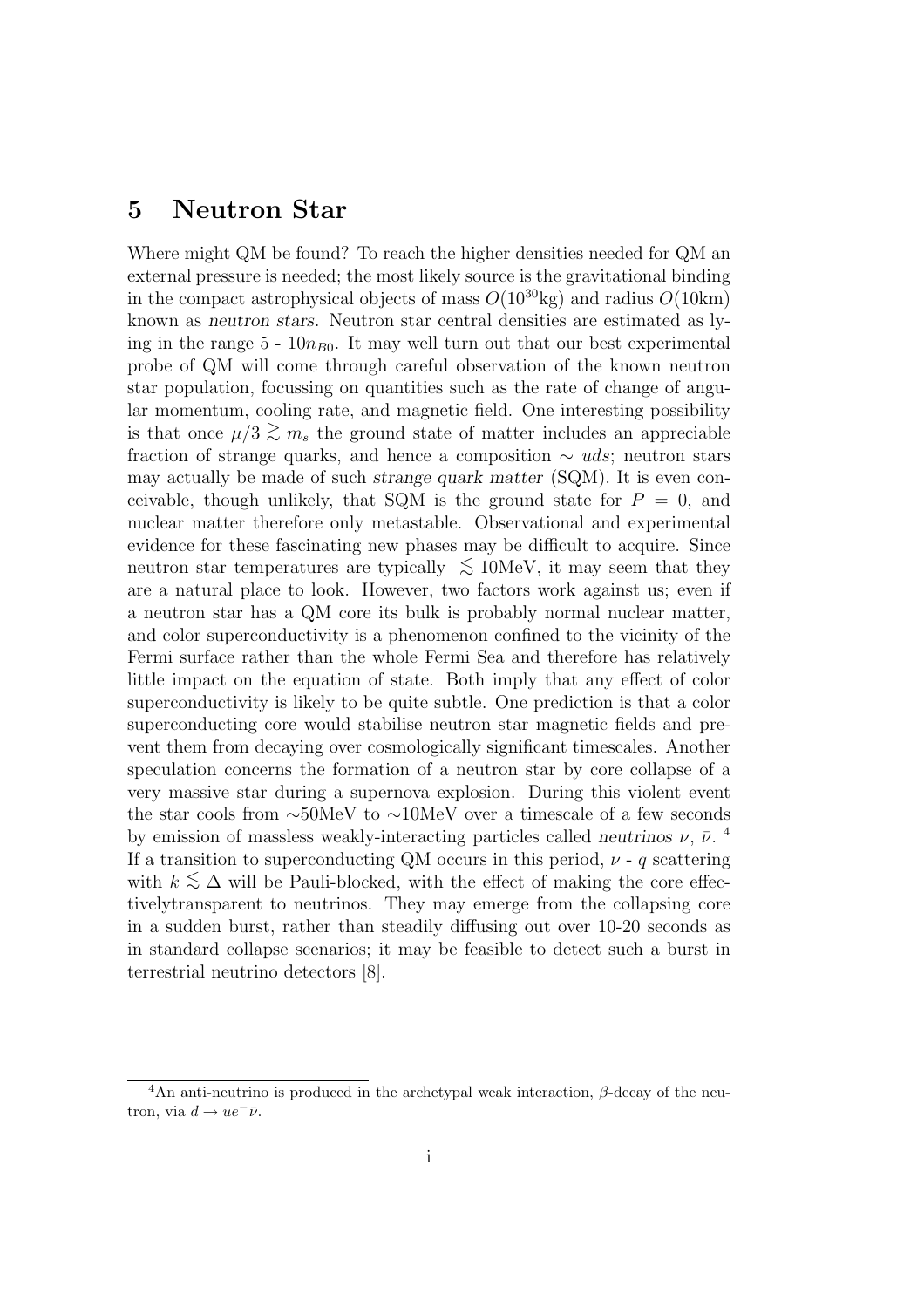# 5 Neutron Star

Where might QM be found? To reach the higher densities needed for QM an external pressure is needed; the most likely source is the gravitational binding in the compact astrophysical objects of mass $O(10^{30}\text{kg})$ and radius $O(10\text{km})$ known as *neutron stars*. Neutron star central densities are estimated as lying in the range 5 - $10n_{B0}$. It may well turn out that our best experimental probe of QM will come through careful observation of the known neutron star population, focussing on quantities such as the rate of change of angular momentum, cooling rate, and magnetic field. One interesting possibility is that once $\mu/3 \gtrsim m_s$ the ground state of matter includes an appreciable fraction of strange quarks, and hence a composition $\sim uds$; neutron stars may actually be made of such *strange quark matter* (SQM). It is even conceivable, though unlikely, that SQM is the ground state for $P = 0$, and nuclear matter therefore only metastable. Observational and experimental evidence for these fascinating new phases may be difficult to acquire. Since neutron star temperatures are typically $\lesssim 10\text{MeV}$, it may seem that they are a natural place to look. However, two factors work against us; even if a neutron star has a QM core its bulk is probably normal nuclear matter, and color superconductivity is a phenomenon confined to the vicinity of the Fermi surface rather than the whole Fermi Sea and therefore has relatively little impact on the equation of state. Both imply that any effect of color superconductivity is likely to be quite subtle. One prediction is that a color superconducting core would stabilise neutron star magnetic fields and prevent them from decaying over cosmologically significant timescales. Another speculation concerns the formation of a neutron star by core collapse of a very massive star during a supernova explosion. During this violent event the star cools from $\sim$50MeV to $\sim$10MeV over a timescale of a few seconds by emission of massless weakly-interacting particles called *neutrinos* $\nu$, $\bar{\nu}$. [4] If a transition to superconducting QM occurs in this period, $\nu$ - $q$ scattering with $k \lesssim \Delta$ will be Pauli-blocked, with the effect of making the core effectivelytransparent to neutrinos. They may emerge from the collapsing core in a sudden burst, rather than steadily diffusing out over 10-20 seconds as in standard collapse scenarios; it may be feasible to detect such a burst in terrestrial neutrino detectors [8].

---

[4] An anti-neutrino is produced in the archetypal weak interaction, $\beta$-decay of the neutron, via $d \to ue^-\bar{\nu}$.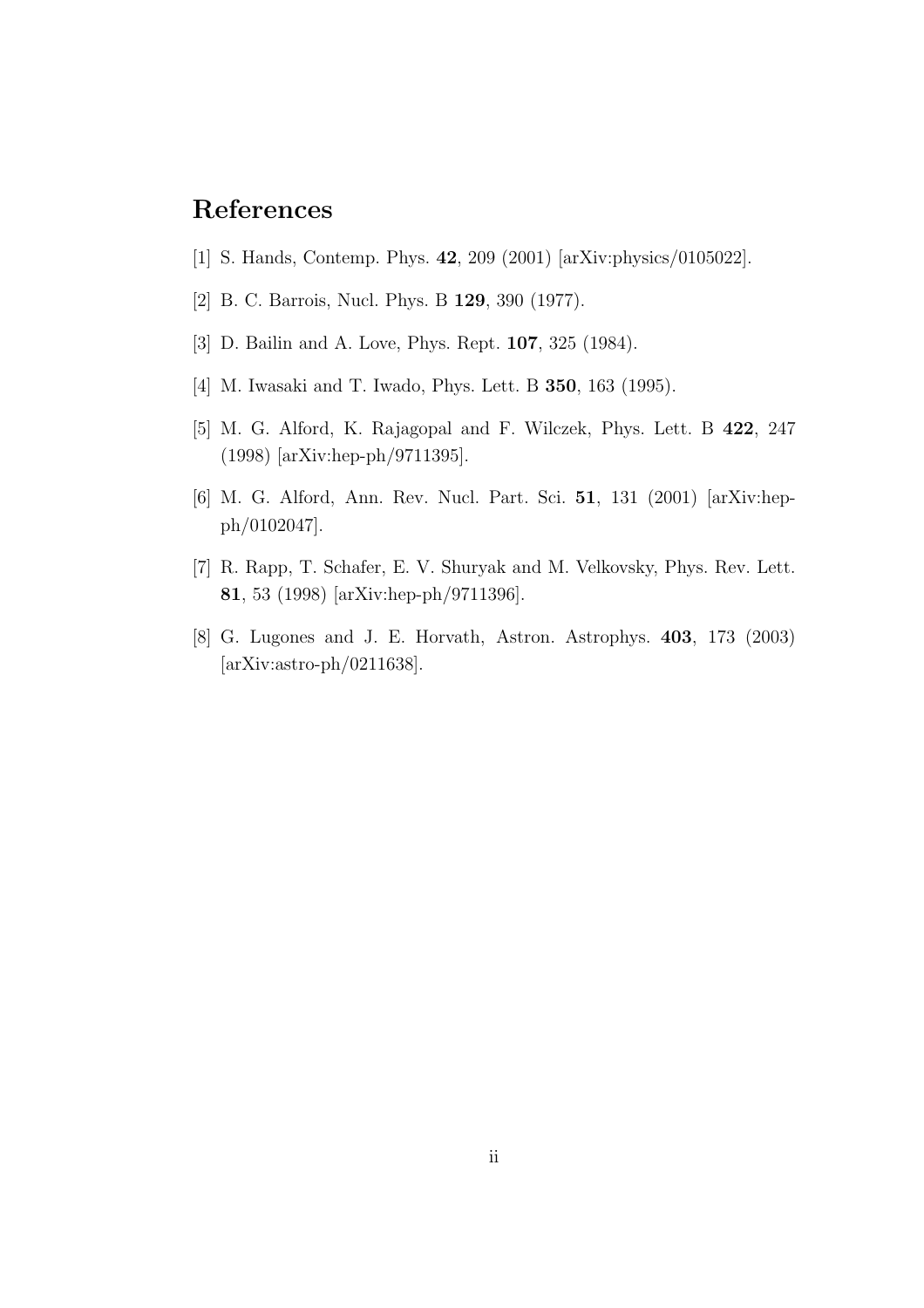## References

[1] S. Hands, Contemp. Phys. **42**, 209 (2001) [arXiv:physics/0105022].

[2] B. C. Barrois, Nucl. Phys. B **129**, 390 (1977).

[3] D. Bailin and A. Love, Phys. Rept. **107**, 325 (1984).

[4] M. Iwasaki and T. Iwado, Phys. Lett. B **350**, 163 (1995).

[5] M. G. Alford, K. Rajagopal and F. Wilczek, Phys. Lett. B **422**, 247 (1998) [arXiv:hep-ph/9711395].

[6] M. G. Alford, Ann. Rev. Nucl. Part. Sci. **51**, 131 (2001) [arXiv:hep-ph/0102047].

[7] R. Rapp, T. Schafer, E. V. Shuryak and M. Velkovsky, Phys. Rev. Lett. **81**, 53 (1998) [arXiv:hep-ph/9711396].

[8] G. Lugones and J. E. Horvath, Astron. Astrophys. **403**, 173 (2003) [arXiv:astro-ph/0211638].